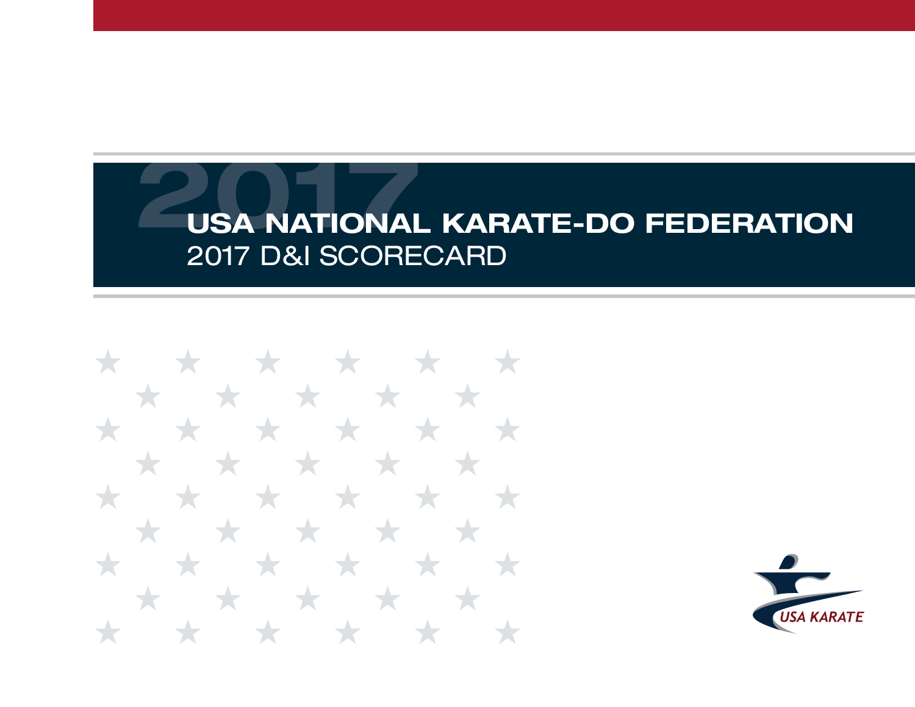# USA NATIONAL KARATE-DO FEDERATION

## 2017 D&I SCORECARD

USA KARATE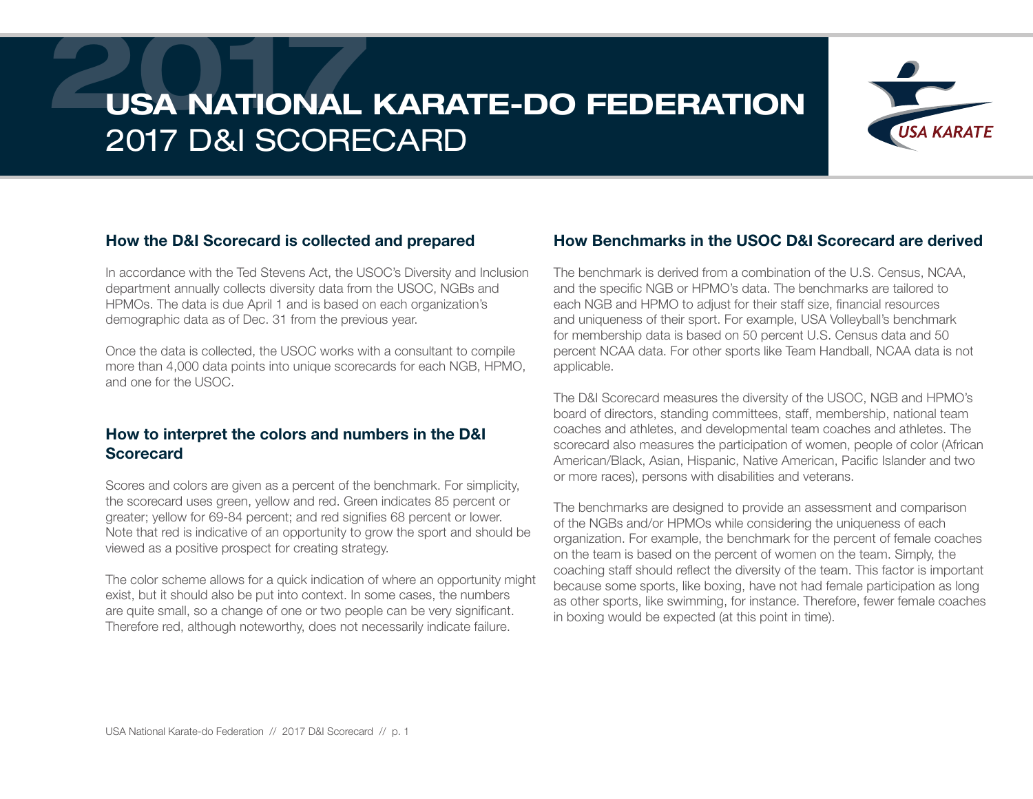# USA NATIONAL KARATE-DO FEDERATION
## 2017 D&I SCORECARD

### How the D&I Scorecard is collected and prepared

In accordance with the Ted Stevens Act, the USOC's Diversity and Inclusion department annually collects diversity data from the USOC, NGBs and HPMOs. The data is due April 1 and is based on each organization's demographic data as of Dec. 31 from the previous year.

Once the data is collected, the USOC works with a consultant to compile more than 4,000 data points into unique scorecards for each NGB, HPMO, and one for the USOC.

### How to interpret the colors and numbers in the D&I Scorecard

Scores and colors are given as a percent of the benchmark. For simplicity, the scorecard uses green, yellow and red. Green indicates 85 percent or greater; yellow for 69-84 percent; and red signifies 68 percent or lower. Note that red is indicative of an opportunity to grow the sport and should be viewed as a positive prospect for creating strategy.

The color scheme allows for a quick indication of where an opportunity might exist, but it should also be put into context. In some cases, the numbers are quite small, so a change of one or two people can be very significant. Therefore red, although noteworthy, does not necessarily indicate failure.

### How Benchmarks in the USOC D&I Scorecard are derived

The benchmark is derived from a combination of the U.S. Census, NCAA, and the specific NGB or HPMO's data. The benchmarks are tailored to each NGB and HPMO to adjust for their staff size, financial resources and uniqueness of their sport. For example, USA Volleyball's benchmark for membership data is based on 50 percent U.S. Census data and 50 percent NCAA data. For other sports like Team Handball, NCAA data is not applicable.

The D&I Scorecard measures the diversity of the USOC, NGB and HPMO's board of directors, standing committees, staff, membership, national team coaches and athletes, and developmental team coaches and athletes. The scorecard also measures the participation of women, people of color (African American/Black, Asian, Hispanic, Native American, Pacific Islander and two or more races), persons with disabilities and veterans.

The benchmarks are designed to provide an assessment and comparison of the NGBs and/or HPMOs while considering the uniqueness of each organization. For example, the benchmark for the percent of female coaches on the team is based on the percent of women on the team. Simply, the coaching staff should reflect the diversity of the team. This factor is important because some sports, like boxing, have not had female participation as long as other sports, like swimming, for instance. Therefore, fewer female coaches in boxing would be expected (at this point in time).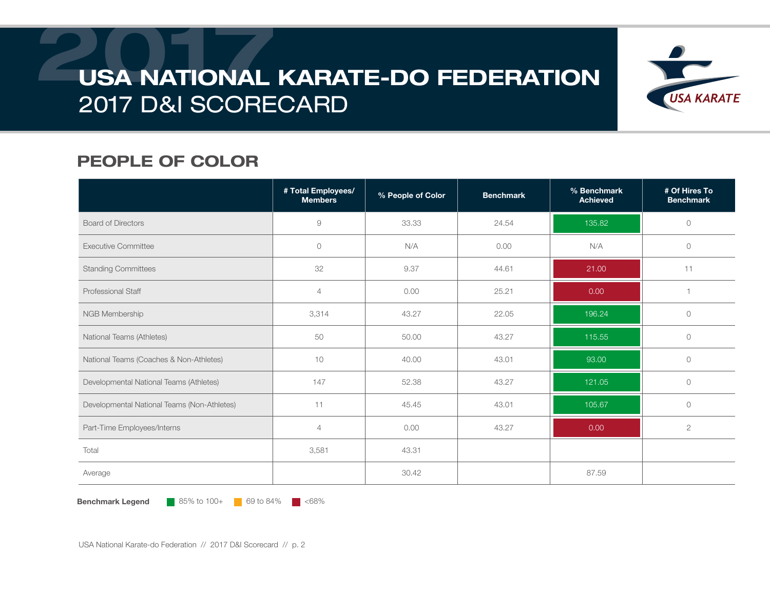# USA NATIONAL KARATE-DO FEDERATION
## 2017 D&I SCORECARD

## PEOPLE OF COLOR

| | # Total Employees/ Members | % People of Color | Benchmark | % Benchmark Achieved | # Of Hires To Benchmark |
|---|---|---|---|---|---|
| Board of Directors | 9 | 33.33 | 24.54 | 135.82 | 0 |
| Executive Committee | 0 | N/A | 0.00 | N/A | 0 |
| Standing Committees | 32 | 9.37 | 44.61 | 21.00 | 11 |
| Professional Staff | 4 | 0.00 | 25.21 | 0.00 | 1 |
| NGB Membership | 3,314 | 43.27 | 22.05 | 196.24 | 0 |
| National Teams (Athletes) | 50 | 50.00 | 43.27 | 115.55 | 0 |
| National Teams (Coaches & Non-Athletes) | 10 | 40.00 | 43.01 | 93.00 | 0 |
| Developmental National Teams (Athletes) | 147 | 52.38 | 43.27 | 121.05 | 0 |
| Developmental National Teams (Non-Athletes) | 11 | 45.45 | 43.01 | 105.67 | 0 |
| Part-Time Employees/Interns | 4 | 0.00 | 43.27 | 0.00 | 2 |
| Total | 3,581 | 43.31 | | | |
| Average | | 30.42 | | 87.59 | |

**Benchmark Legend** 85% to 100+ 69 to 84% <68%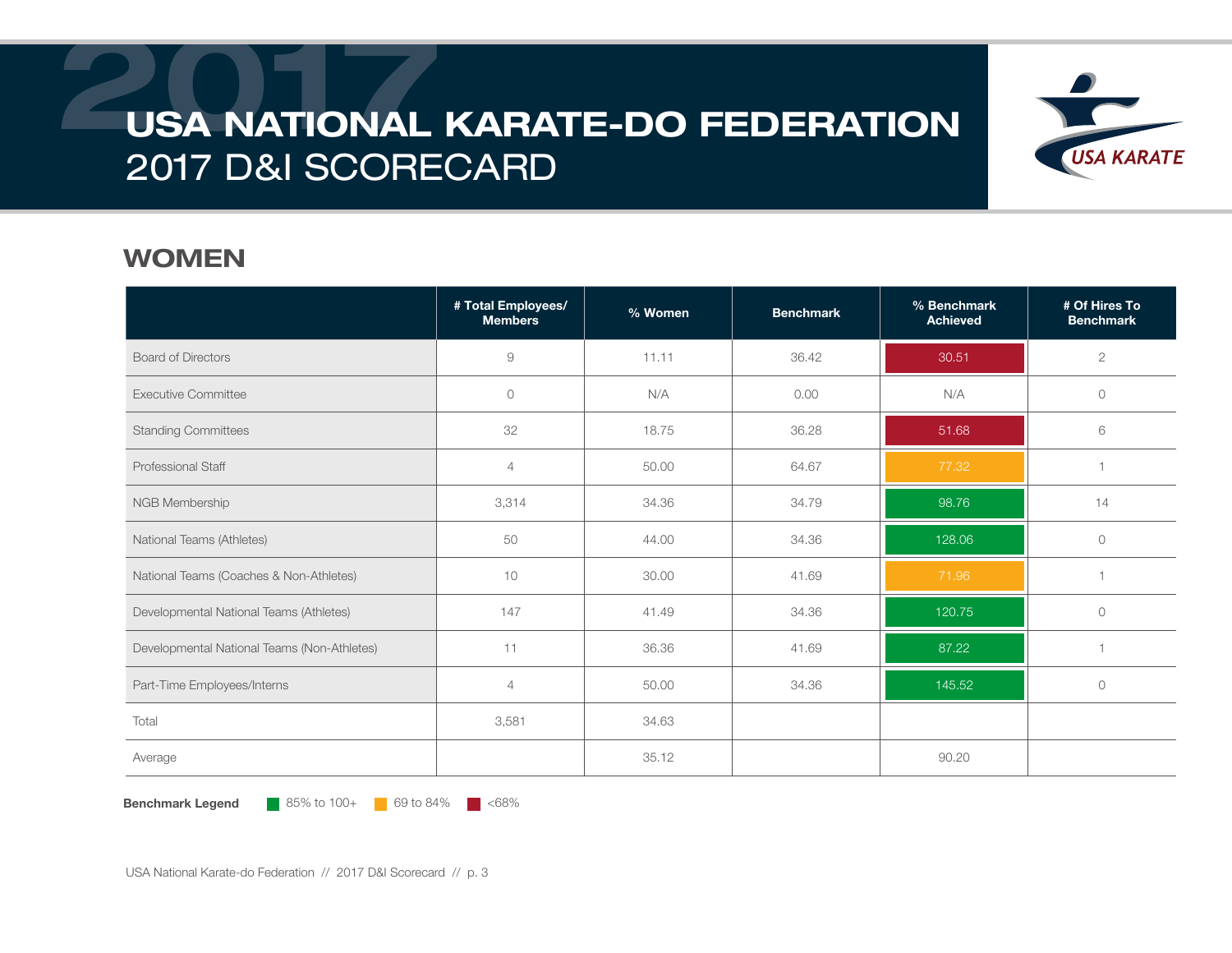# USA NATIONAL KARATE-DO FEDERATION
## 2017 D&I SCORECARD

## WOMEN

| | # Total Employees/ Members | % Women | Benchmark | % Benchmark Achieved | # Of Hires To Benchmark |
|---|---|---|---|---|---|
| Board of Directors | 9 | 11.11 | 36.42 | 30.51 | 2 |
| Executive Committee | 0 | N/A | 0.00 | N/A | 0 |
| Standing Committees | 32 | 18.75 | 36.28 | 51.68 | 6 |
| Professional Staff | 4 | 50.00 | 64.67 | 77.32 | 1 |
| NGB Membership | 3,314 | 34.36 | 34.79 | 98.76 | 14 |
| National Teams (Athletes) | 50 | 44.00 | 34.36 | 128.06 | 0 |
| National Teams (Coaches & Non-Athletes) | 10 | 30.00 | 41.69 | 71.96 | 1 |
| Developmental National Teams (Athletes) | 147 | 41.49 | 34.36 | 120.75 | 0 |
| Developmental National Teams (Non-Athletes) | 11 | 36.36 | 41.69 | 87.22 | 1 |
| Part-Time Employees/Interns | 4 | 50.00 | 34.36 | 145.52 | 0 |
| Total | 3,581 | 34.63 | | | |
| Average | | 35.12 | | 90.20 | |

**Benchmark Legend** 85% to 100+ | 69 to 84% | <68%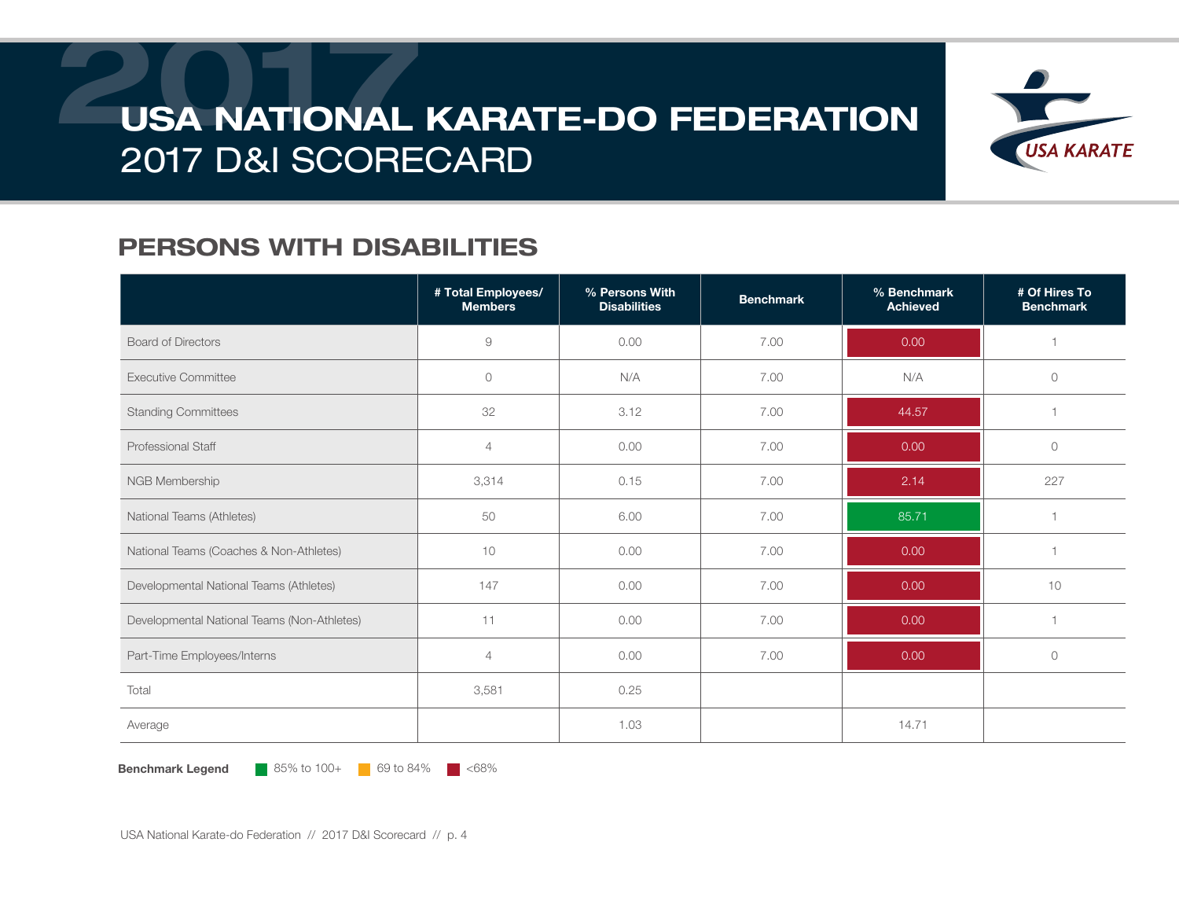# USA NATIONAL KARATE-DO FEDERATION
## 2017 D&I SCORECARD

## PERSONS WITH DISABILITIES

| | # Total Employees/ Members | % Persons With Disabilities | Benchmark | % Benchmark Achieved | # Of Hires To Benchmark |
|---|---|---|---|---|---|
| Board of Directors | 9 | 0.00 | 7.00 | 0.00 | 1 |
| Executive Committee | 0 | N/A | 7.00 | N/A | 0 |
| Standing Committees | 32 | 3.12 | 7.00 | 44.57 | 1 |
| Professional Staff | 4 | 0.00 | 7.00 | 0.00 | 0 |
| NGB Membership | 3,314 | 0.15 | 7.00 | 2.14 | 227 |
| National Teams (Athletes) | 50 | 6.00 | 7.00 | 85.71 | 1 |
| National Teams (Coaches & Non-Athletes) | 10 | 0.00 | 7.00 | 0.00 | 1 |
| Developmental National Teams (Athletes) | 147 | 0.00 | 7.00 | 0.00 | 10 |
| Developmental National Teams (Non-Athletes) | 11 | 0.00 | 7.00 | 0.00 | 1 |
| Part-Time Employees/Interns | 4 | 0.00 | 7.00 | 0.00 | 0 |
| Total | 3,581 | 0.25 | | | |
| Average | | 1.03 | | 14.71 | |

**Benchmark Legend** 85% to 100+ | 69 to 84% | <68%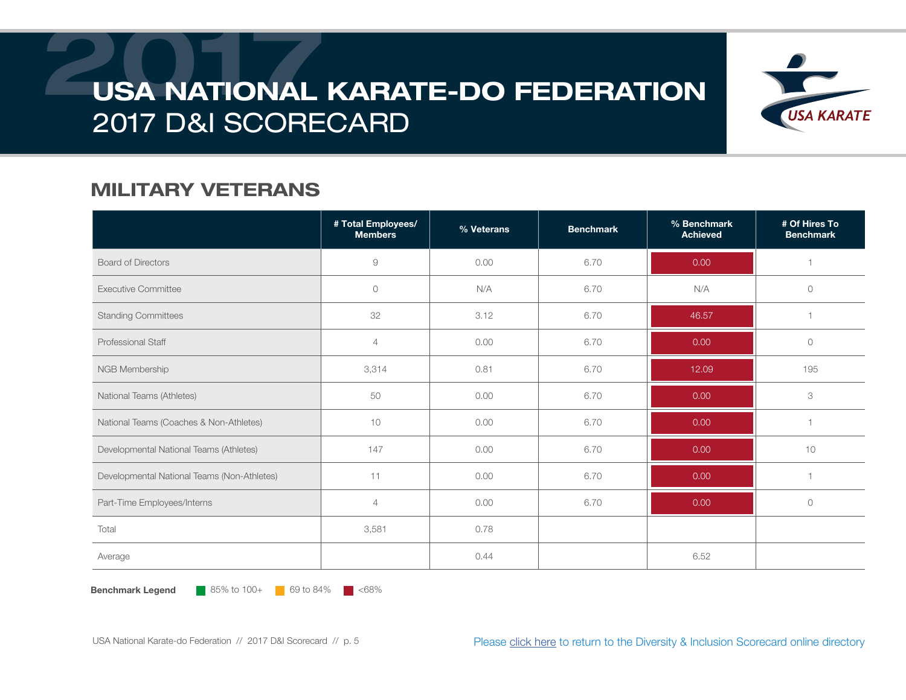# USA NATIONAL KARATE-DO FEDERATION
## 2017 D&I SCORECARD

## MILITARY VETERANS

| | # Total Employees/ Members | % Veterans | Benchmark | % Benchmark Achieved | # Of Hires To Benchmark |
|---|---|---|---|---|---|
| Board of Directors | 9 | 0.00 | 6.70 | 0.00 | 1 |
| Executive Committee | 0 | N/A | 6.70 | N/A | 0 |
| Standing Committees | 32 | 3.12 | 6.70 | 46.57 | 1 |
| Professional Staff | 4 | 0.00 | 6.70 | 0.00 | 0 |
| NGB Membership | 3,314 | 0.81 | 6.70 | 12.09 | 195 |
| National Teams (Athletes) | 50 | 0.00 | 6.70 | 0.00 | 3 |
| National Teams (Coaches & Non-Athletes) | 10 | 0.00 | 6.70 | 0.00 | 1 |
| Developmental National Teams (Athletes) | 147 | 0.00 | 6.70 | 0.00 | 10 |
| Developmental National Teams (Non-Athletes) | 11 | 0.00 | 6.70 | 0.00 | 1 |
| Part-Time Employees/Interns | 4 | 0.00 | 6.70 | 0.00 | 0 |
| Total | 3,581 | 0.78 | | | |
| Average | | 0.44 | | 6.52 | |

**Benchmark Legend** 85% to 100+ 69 to 84% <68%

Please click here to return to the Diversity & Inclusion Scorecard online directory